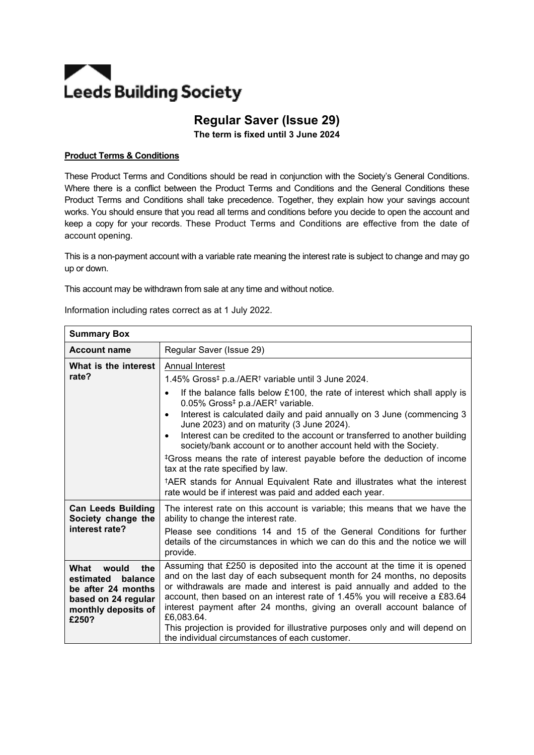Leeds Building Society

# Regular Saver (Issue 29)

**The term is fixed until 3 June 2024**

## Product Terms & Conditions

These Product Terms and Conditions should be read in conjunction with the Society's General Conditions. Where there is a conflict between the Product Terms and Conditions and the General Conditions these Product Terms and Conditions shall take precedence. Together, they explain how your savings account works. You should ensure that you read all terms and conditions before you decide to open the account and keep a copy for your records. These Product Terms and Conditions are effective from the date of account opening.

This is a non-payment account with a variable rate meaning the interest rate is subject to change and may go up or down.

This account may be withdrawn from sale at any time and without notice.

Information including rates correct as at 1 July 2022.

| Summary Box | |
|---|---|
| **Account name** | Regular Saver (Issue 29) |
| **What is the interest rate?** | Annual Interest<br>1.45% Gross‡ p.a./AER† variable until 3 June 2024.<br>• If the balance falls below £100, the rate of interest which shall apply is 0.05% Gross‡ p.a./AER† variable.<br>• Interest is calculated daily and paid annually on 3 June (commencing 3 June 2023) and on maturity (3 June 2024).<br>• Interest can be credited to the account or transferred to another building society/bank account or to another account held with the Society.<br>‡Gross means the rate of interest payable before the deduction of income tax at the rate specified by law.<br>†AER stands for Annual Equivalent Rate and illustrates what the interest rate would be if interest was paid and added each year. |
| **Can Leeds Building Society change the interest rate?** | The interest rate on this account is variable; this means that we have the ability to change the interest rate.<br>Please see conditions 14 and 15 of the General Conditions for further details of the circumstances in which we can do this and the notice we will provide. |
| **What would the estimated balance be after 24 months based on 24 regular monthly deposits of £250?** | Assuming that £250 is deposited into the account at the time it is opened and on the last day of each subsequent month for 24 months, no deposits or withdrawals are made and interest is paid annually and added to the account, then based on an interest rate of 1.45% you will receive a £83.64 interest payment after 24 months, giving an overall account balance of £6,083.64.<br>This projection is provided for illustrative purposes only and will depend on the individual circumstances of each customer. |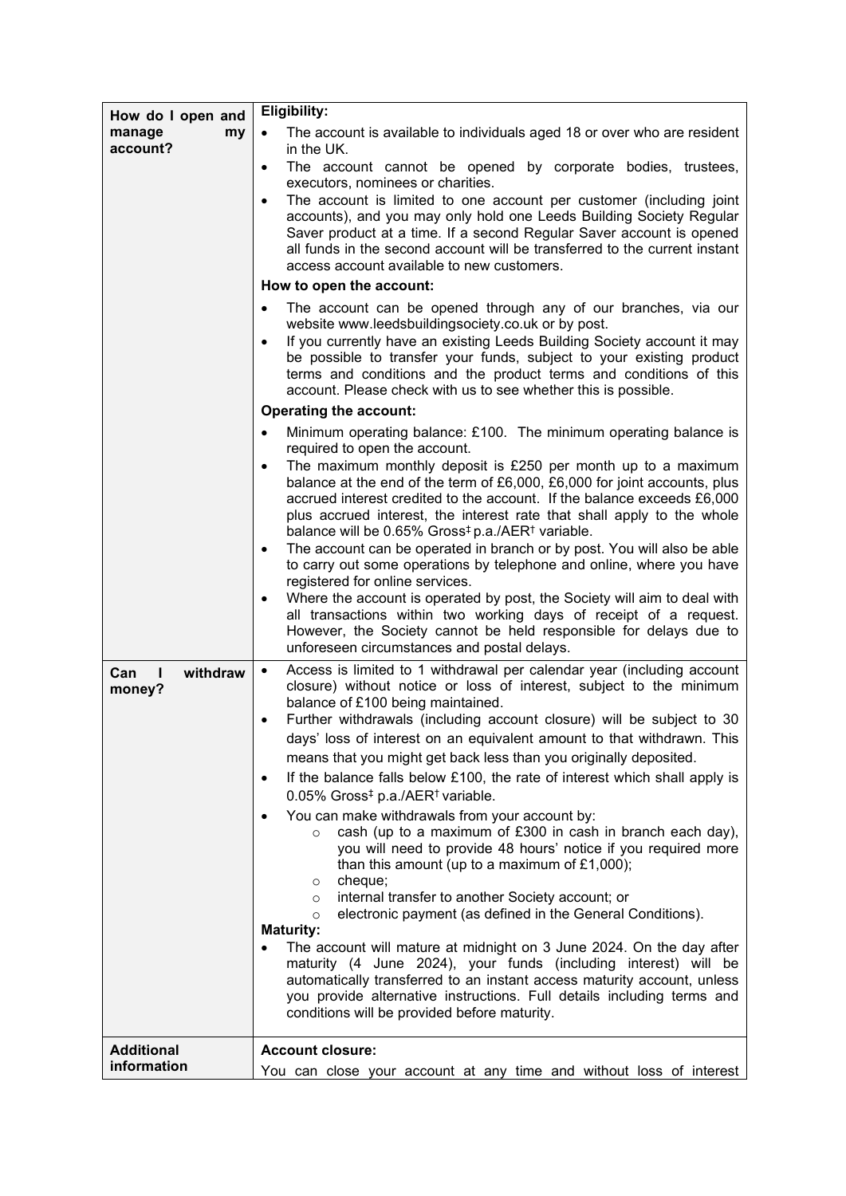| | |
|---|---|
| **How do I open and manage my account?** | **Eligibility:**<br>• The account is available to individuals aged 18 or over who are resident in the UK.<br>• The account cannot be opened by corporate bodies, trustees, executors, nominees or charities.<br>• The account is limited to one account per customer (including joint accounts), and you may only hold one Leeds Building Society Regular Saver product at a time. If a second Regular Saver account is opened all funds in the second account will be transferred to the current instant access account available to new customers.<br>**How to open the account:**<br>• The account can be opened through any of our branches, via our website www.leedsbuildingsociety.co.uk or by post.<br>• If you currently have an existing Leeds Building Society account it may be possible to transfer your funds, subject to your existing product terms and conditions and the product terms and conditions of this account. Please check with us to see whether this is possible.<br>**Operating the account:**<br>• Minimum operating balance: £100. The minimum operating balance is required to open the account.<br>• The maximum monthly deposit is £250 per month up to a maximum balance at the end of the term of £6,000, £6,000 for joint accounts, plus accrued interest credited to the account. If the balance exceeds £6,000 plus accrued interest, the interest rate that shall apply to the whole balance will be 0.65% Gross‡ p.a./AER† variable.<br>• The account can be operated in branch or by post. You will also be able to carry out some operations by telephone and online, where you have registered for online services.<br>• Where the account is operated by post, the Society will aim to deal with all transactions within two working days of receipt of a request. However, the Society cannot be held responsible for delays due to unforeseen circumstances and postal delays. |
| **Can I withdraw money?** | • Access is limited to 1 withdrawal per calendar year (including account closure) without notice or loss of interest, subject to the minimum balance of £100 being maintained.<br>• Further withdrawals (including account closure) will be subject to 30 days' loss of interest on an equivalent amount to that withdrawn. This means that you might get back less than you originally deposited.<br>• If the balance falls below £100, the rate of interest which shall apply is 0.05% Gross‡ p.a./AER† variable.<br>• You can make withdrawals from your account by:<br>&nbsp;&nbsp;&nbsp;&nbsp;○ cash (up to a maximum of £300 in cash in branch each day), you will need to provide 48 hours' notice if you required more than this amount (up to a maximum of £1,000);<br>&nbsp;&nbsp;&nbsp;&nbsp;○ cheque;<br>&nbsp;&nbsp;&nbsp;&nbsp;○ internal transfer to another Society account; or<br>&nbsp;&nbsp;&nbsp;&nbsp;○ electronic payment (as defined in the General Conditions).<br>**Maturity:**<br>• The account will mature at midnight on 3 June 2024. On the day after maturity (4 June 2024), your funds (including interest) will be automatically transferred to an instant access maturity account, unless you provide alternative instructions. Full details including terms and conditions will be provided before maturity. |
| **Additional information** | **Account closure:**<br>You can close your account at any time and without loss of interest |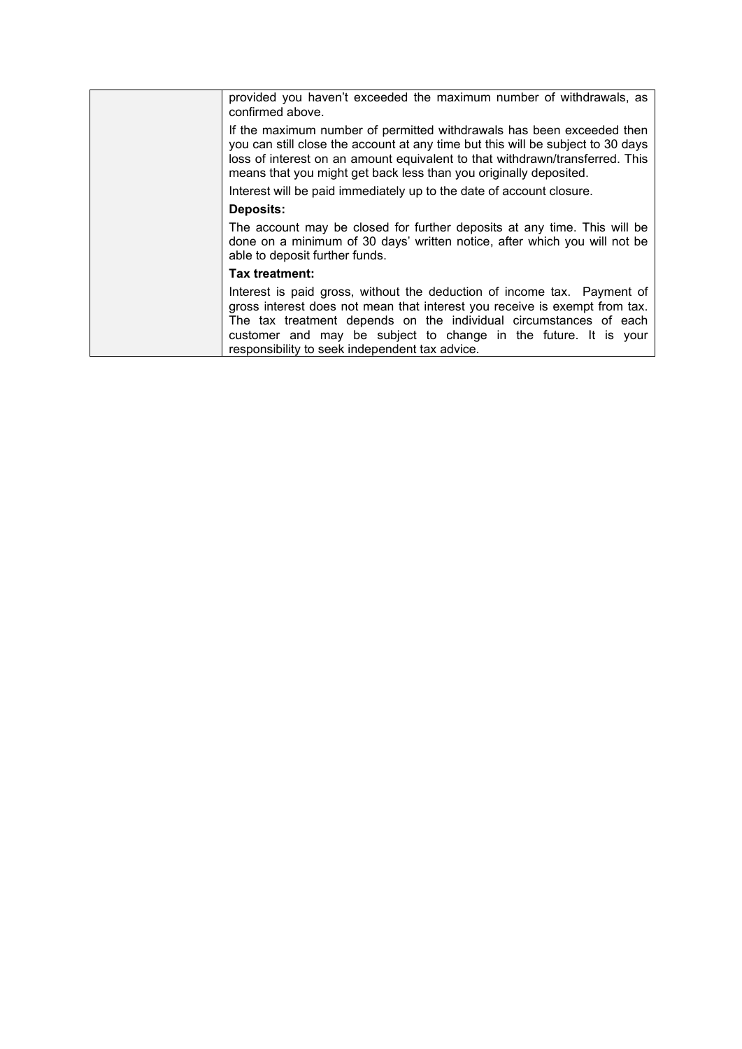| | |
|---|---|
| | provided you haven't exceeded the maximum number of withdrawals, as confirmed above.<br><br>If the maximum number of permitted withdrawals has been exceeded then you can still close the account at any time but this will be subject to 30 days loss of interest on an amount equivalent to that withdrawn/transferred. This means that you might get back less than you originally deposited.<br><br>Interest will be paid immediately up to the date of account closure.<br><br>**Deposits:**<br><br>The account may be closed for further deposits at any time. This will be done on a minimum of 30 days' written notice, after which you will not be able to deposit further funds.<br><br>**Tax treatment:**<br><br>Interest is paid gross, without the deduction of income tax. Payment of gross interest does not mean that interest you receive is exempt from tax. The tax treatment depends on the individual circumstances of each customer and may be subject to change in the future. It is your responsibility to seek independent tax advice. |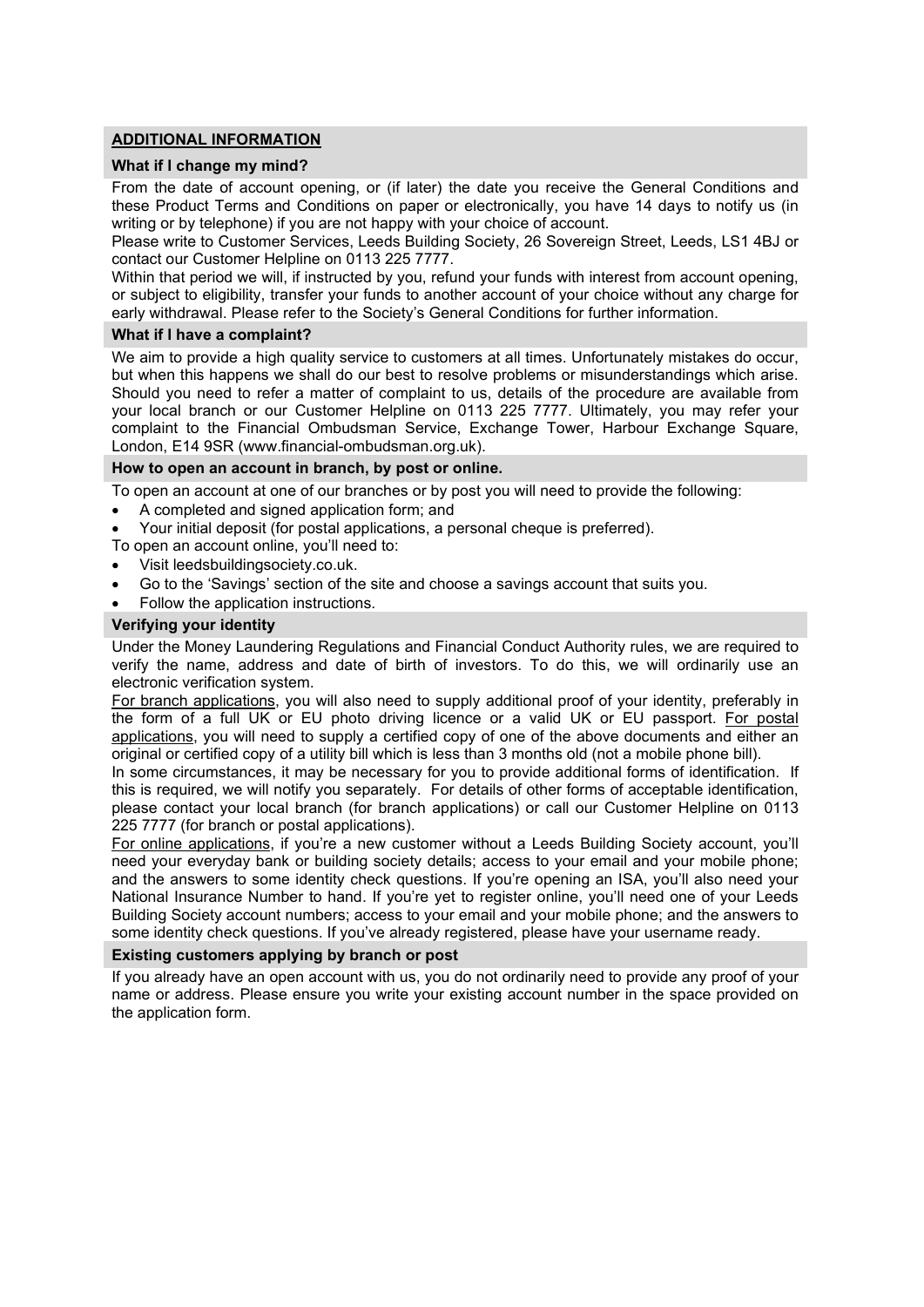## ADDITIONAL INFORMATION

### What if I change my mind?

From the date of account opening, or (if later) the date you receive the General Conditions and these Product Terms and Conditions on paper or electronically, you have 14 days to notify us (in writing or by telephone) if you are not happy with your choice of account.

Please write to Customer Services, Leeds Building Society, 26 Sovereign Street, Leeds, LS1 4BJ or contact our Customer Helpline on 0113 225 7777.

Within that period we will, if instructed by you, refund your funds with interest from account opening, or subject to eligibility, transfer your funds to another account of your choice without any charge for early withdrawal. Please refer to the Society's General Conditions for further information.

### What if I have a complaint?

We aim to provide a high quality service to customers at all times. Unfortunately mistakes do occur, but when this happens we shall do our best to resolve problems or misunderstandings which arise. Should you need to refer a matter of complaint to us, details of the procedure are available from your local branch or our Customer Helpline on 0113 225 7777. Ultimately, you may refer your complaint to the Financial Ombudsman Service, Exchange Tower, Harbour Exchange Square, London, E14 9SR (www.financial-ombudsman.org.uk).

### How to open an account in branch, by post or online.

To open an account at one of our branches or by post you will need to provide the following:

- A completed and signed application form; and
- Your initial deposit (for postal applications, a personal cheque is preferred).

To open an account online, you'll need to:

- Visit leedsbuildingsociety.co.uk.
- Go to the 'Savings' section of the site and choose a savings account that suits you.
- Follow the application instructions.

### Verifying your identity

Under the Money Laundering Regulations and Financial Conduct Authority rules, we are required to verify the name, address and date of birth of investors. To do this, we will ordinarily use an electronic verification system.

For branch applications, you will also need to supply additional proof of your identity, preferably in the form of a full UK or EU photo driving licence or a valid UK or EU passport. For postal applications, you will need to supply a certified copy of one of the above documents and either an original or certified copy of a utility bill which is less than 3 months old (not a mobile phone bill).

In some circumstances, it may be necessary for you to provide additional forms of identification. If this is required, we will notify you separately. For details of other forms of acceptable identification, please contact your local branch (for branch applications) or call our Customer Helpline on 0113 225 7777 (for branch or postal applications).

For online applications, if you're a new customer without a Leeds Building Society account, you'll need your everyday bank or building society details; access to your email and your mobile phone; and the answers to some identity check questions. If you're opening an ISA, you'll also need your National Insurance Number to hand. If you're yet to register online, you'll need one of your Leeds Building Society account numbers; access to your email and your mobile phone; and the answers to some identity check questions. If you've already registered, please have your username ready.

### Existing customers applying by branch or post

If you already have an open account with us, you do not ordinarily need to provide any proof of your name or address. Please ensure you write your existing account number in the space provided on the application form.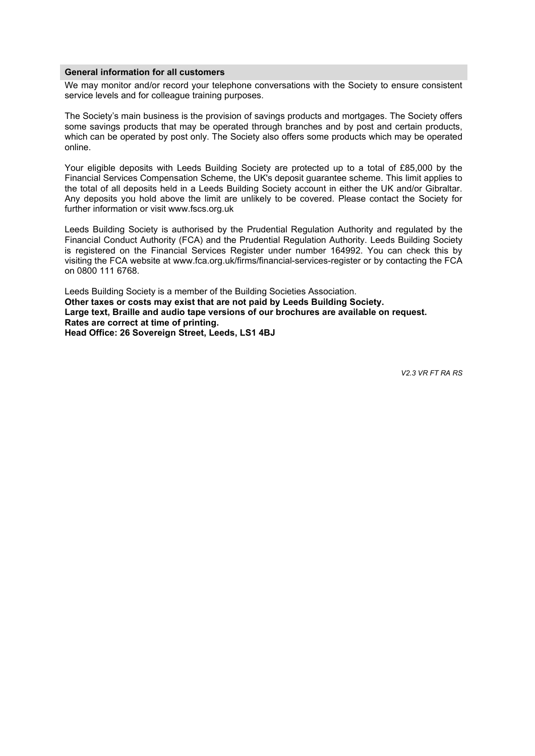## General information for all customers

We may monitor and/or record your telephone conversations with the Society to ensure consistent service levels and for colleague training purposes.

The Society's main business is the provision of savings products and mortgages. The Society offers some savings products that may be operated through branches and by post and certain products, which can be operated by post only. The Society also offers some products which may be operated online.

Your eligible deposits with Leeds Building Society are protected up to a total of £85,000 by the Financial Services Compensation Scheme, the UK's deposit guarantee scheme. This limit applies to the total of all deposits held in a Leeds Building Society account in either the UK and/or Gibraltar. Any deposits you hold above the limit are unlikely to be covered. Please contact the Society for further information or visit www.fscs.org.uk

Leeds Building Society is authorised by the Prudential Regulation Authority and regulated by the Financial Conduct Authority (FCA) and the Prudential Regulation Authority. Leeds Building Society is registered on the Financial Services Register under number 164992. You can check this by visiting the FCA website at www.fca.org.uk/firms/financial-services-register or by contacting the FCA on 0800 111 6768.

Leeds Building Society is a member of the Building Societies Association.
**Other taxes or costs may exist that are not paid by Leeds Building Society.**
**Large text, Braille and audio tape versions of our brochures are available on request.**
**Rates are correct at time of printing.**
**Head Office: 26 Sovereign Street, Leeds, LS1 4BJ**

*V2.3 VR FT RA RS*